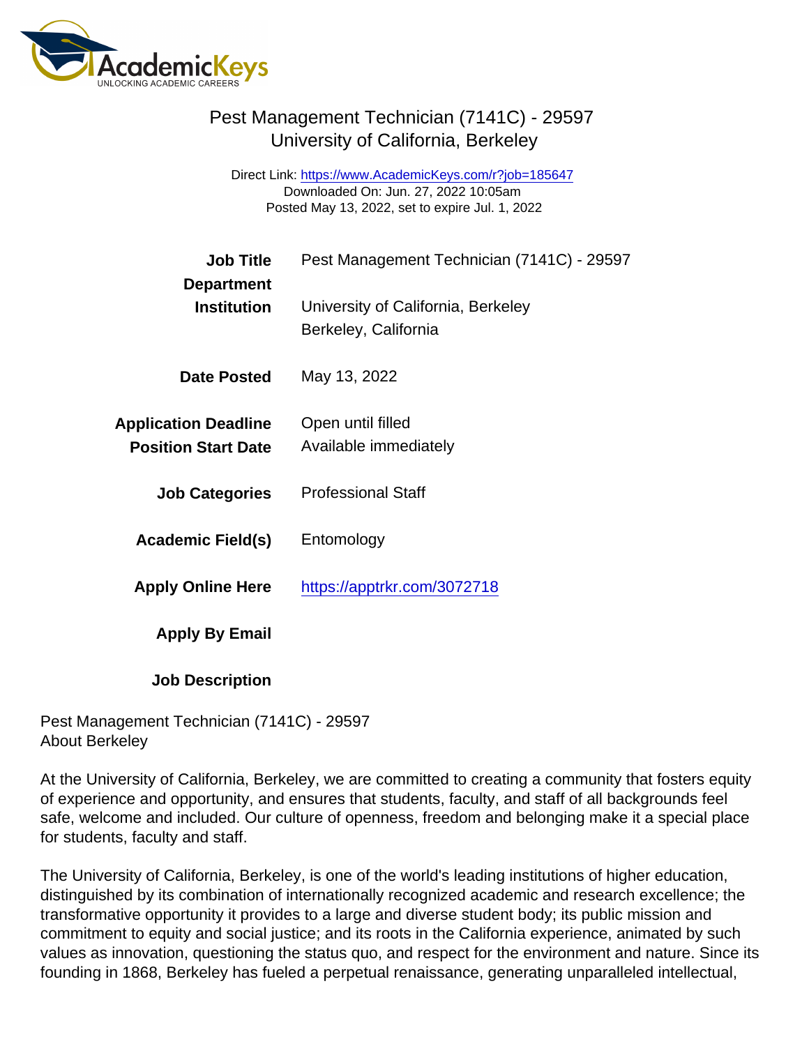# Pest Management Technician (7141C) - 29597
## University of California, Berkeley

Direct Link: https://www.AcademicKeys.com/r?job=185647
Downloaded On: Jun. 27, 2022 10:05am
Posted May 13, 2022, set to expire Jul. 1, 2022

| | |
|---|---|
| **Job Title** | Pest Management Technician (7141C) - 29597 |
| **Department** | |
| **Institution** | University of California, Berkeley<br>Berkeley, California |
| **Date Posted** | May 13, 2022 |
| **Application Deadline** | Open until filled |
| **Position Start Date** | Available immediately |
| **Job Categories** | Professional Staff |
| **Academic Field(s)** | Entomology |
| **Apply Online Here** | https://apptrkr.com/3072718 |
| **Apply By Email** | |
| **Job Description** | |

Pest Management Technician (7141C) - 29597
About Berkeley

At the University of California, Berkeley, we are committed to creating a community that fosters equity of experience and opportunity, and ensures that students, faculty, and staff of all backgrounds feel safe, welcome and included. Our culture of openness, freedom and belonging make it a special place for students, faculty and staff.

The University of California, Berkeley, is one of the world's leading institutions of higher education, distinguished by its combination of internationally recognized academic and research excellence; the transformative opportunity it provides to a large and diverse student body; its public mission and commitment to equity and social justice; and its roots in the California experience, animated by such values as innovation, questioning the status quo, and respect for the environment and nature. Since its founding in 1868, Berkeley has fueled a perpetual renaissance, generating unparalleled intellectual,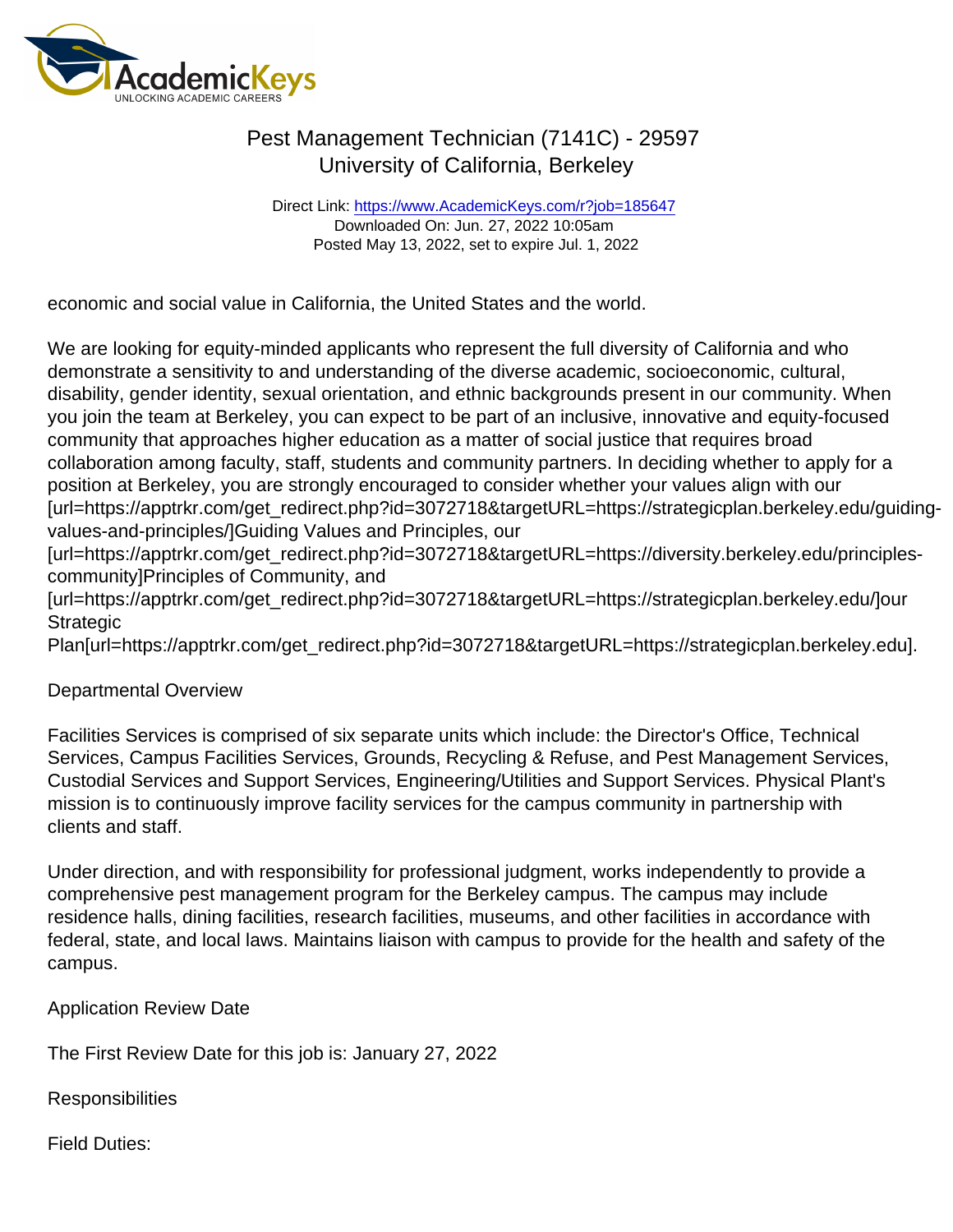economic and social value in California, the United States and the world.

We are looking for equity-minded applicants who represent the full diversity of California and who demonstrate a sensitivity to and understanding of the diverse academic, socioeconomic, cultural, disability, gender identity, sexual orientation, and ethnic backgrounds present in our community. When you join the team at Berkeley, you can expect to be part of an inclusive, innovative and equity-focused community that approaches higher education as a matter of social justice that requires broad collaboration among faculty, staff, students and community partners. In deciding whether to apply for a position at Berkeley, you are strongly encouraged to consider whether your values align with our [url=https://apptrkr.com/get_redirect.php?id=3072718&targetURL=https://strategicplan.berkeley.edu/guiding-values-and-principles/]Guiding Values and Principles, our [url=https://apptrkr.com/get_redirect.php?id=3072718&targetURL=https://diversity.berkeley.edu/principles-community]Principles of Community, and [url=https://apptrkr.com/get_redirect.php?id=3072718&targetURL=https://strategicplan.berkeley.edu/]our Strategic Plan[url=https://apptrkr.com/get_redirect.php?id=3072718&targetURL=https://strategicplan.berkeley.edu].

Departmental Overview

Facilities Services is comprised of six separate units which include: the Director's Office, Technical Services, Campus Facilities Services, Grounds, Recycling & Refuse, and Pest Management Services, Custodial Services and Support Services, Engineering/Utilities and Support Services. Physical Plant's mission is to continuously improve facility services for the campus community in partnership with clients and staff.

Under direction, and with responsibility for professional judgment, works independently to provide a comprehensive pest management program for the Berkeley campus. The campus may include residence halls, dining facilities, research facilities, museums, and other facilities in accordance with federal, state, and local laws. Maintains liaison with campus to provide for the health and safety of the campus.

Application Review Date

The First Review Date for this job is: January 27, 2022

Responsibilities

Field Duties: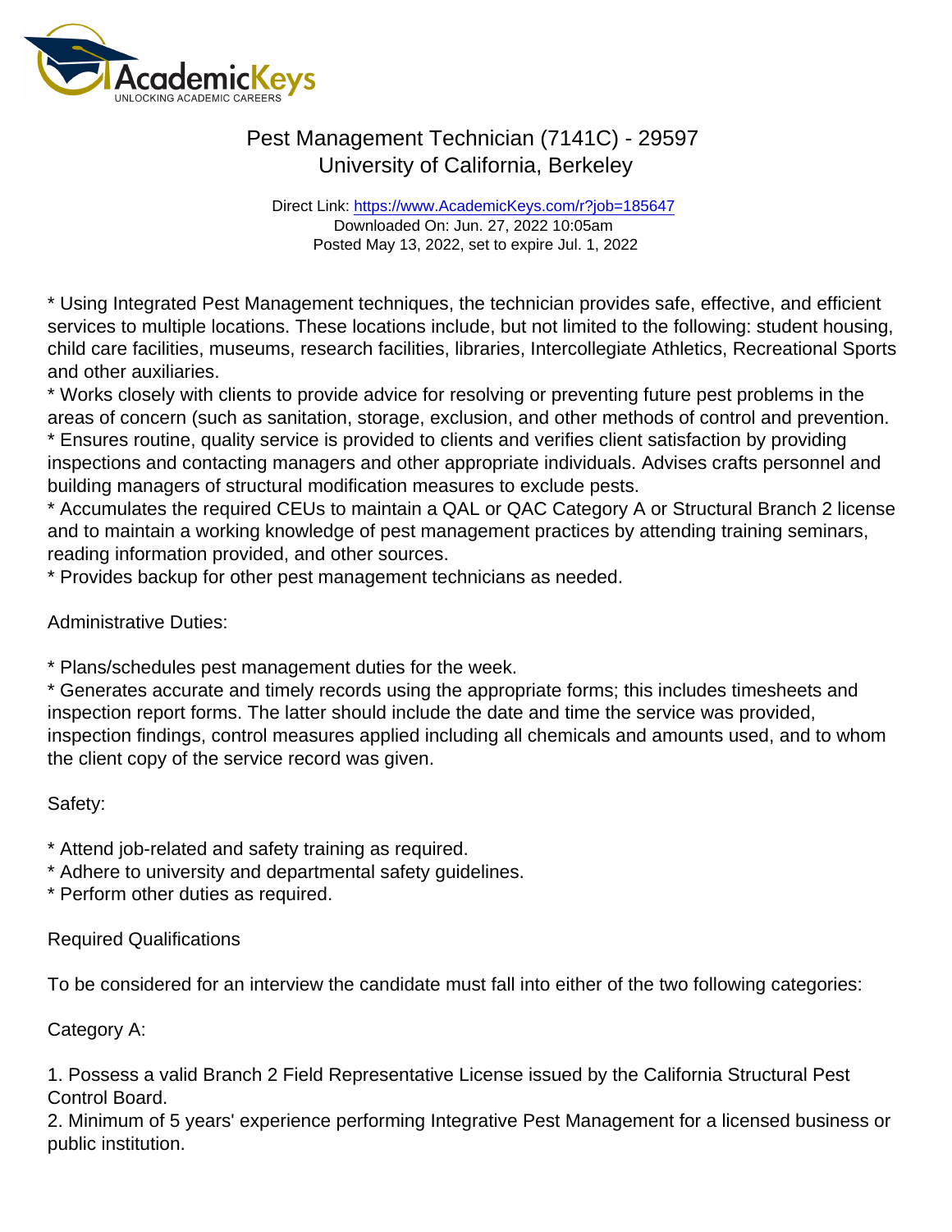# Pest Management Technician (7141C) - 29597
## University of California, Berkeley

Direct Link: https://www.AcademicKeys.com/r?job=185647
Downloaded On: Jun. 27, 2022 10:05am
Posted May 13, 2022, set to expire Jul. 1, 2022

* Using Integrated Pest Management techniques, the technician provides safe, effective, and efficient services to multiple locations. These locations include, but not limited to the following: student housing, child care facilities, museums, research facilities, libraries, Intercollegiate Athletics, Recreational Sports and other auxiliaries.
* Works closely with clients to provide advice for resolving or preventing future pest problems in the areas of concern (such as sanitation, storage, exclusion, and other methods of control and prevention.
* Ensures routine, quality service is provided to clients and verifies client satisfaction by providing inspections and contacting managers and other appropriate individuals. Advises crafts personnel and building managers of structural modification measures to exclude pests.
* Accumulates the required CEUs to maintain a QAL or QAC Category A or Structural Branch 2 license and to maintain a working knowledge of pest management practices by attending training seminars, reading information provided, and other sources.
* Provides backup for other pest management technicians as needed.

Administrative Duties:

* Plans/schedules pest management duties for the week.
* Generates accurate and timely records using the appropriate forms; this includes timesheets and inspection report forms. The latter should include the date and time the service was provided, inspection findings, control measures applied including all chemicals and amounts used, and to whom the client copy of the service record was given.

Safety:

* Attend job-related and safety training as required.
* Adhere to university and departmental safety guidelines.
* Perform other duties as required.

Required Qualifications

To be considered for an interview the candidate must fall into either of the two following categories:

Category A:

1. Possess a valid Branch 2 Field Representative License issued by the California Structural Pest Control Board.
2. Minimum of 5 years' experience performing Integrative Pest Management for a licensed business or public institution.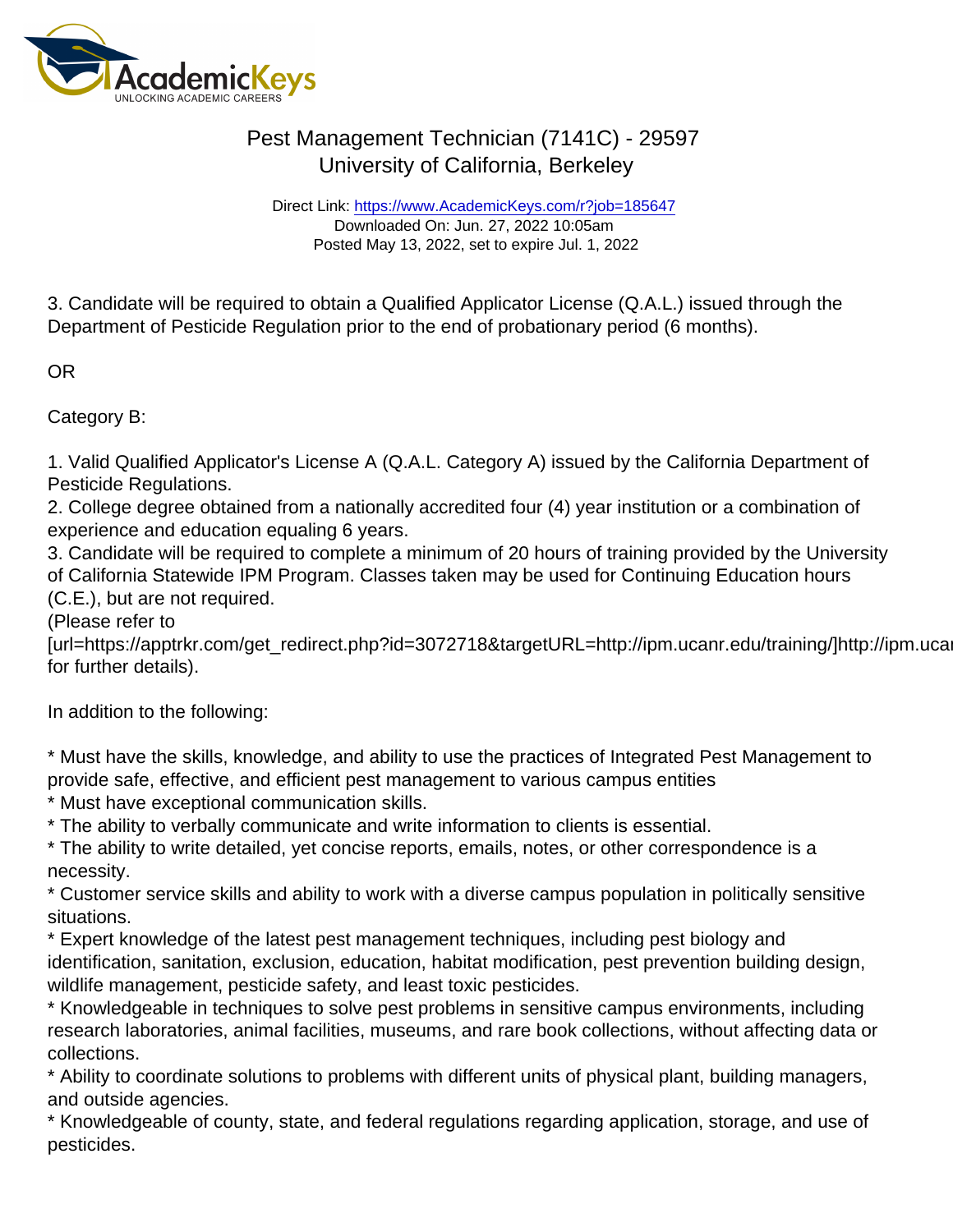3. Candidate will be required to obtain a Qualified Applicator License (Q.A.L.) issued through the Department of Pesticide Regulation prior to the end of probationary period (6 months).

OR

Category B:

1. Valid Qualified Applicator's License A (Q.A.L. Category A) issued by the California Department of Pesticide Regulations.
2. College degree obtained from a nationally accredited four (4) year institution or a combination of experience and education equaling 6 years.
3. Candidate will be required to complete a minimum of 20 hours of training provided by the University of California Statewide IPM Program. Classes taken may be used for Continuing Education hours (C.E.), but are not required.
(Please refer to
[url=https://apptrkr.com/get_redirect.php?id=3072718&targetURL=http://ipm.ucanr.edu/training/]http://ipm.ucan
for further details).

In addition to the following:

* Must have the skills, knowledge, and ability to use the practices of Integrated Pest Management to provide safe, effective, and efficient pest management to various campus entities
* Must have exceptional communication skills.
* The ability to verbally communicate and write information to clients is essential.
* The ability to write detailed, yet concise reports, emails, notes, or other correspondence is a necessity.
* Customer service skills and ability to work with a diverse campus population in politically sensitive situations.
* Expert knowledge of the latest pest management techniques, including pest biology and identification, sanitation, exclusion, education, habitat modification, pest prevention building design, wildlife management, pesticide safety, and least toxic pesticides.
* Knowledgeable in techniques to solve pest problems in sensitive campus environments, including research laboratories, animal facilities, museums, and rare book collections, without affecting data or collections.
* Ability to coordinate solutions to problems with different units of physical plant, building managers, and outside agencies.
* Knowledgeable of county, state, and federal regulations regarding application, storage, and use of pesticides.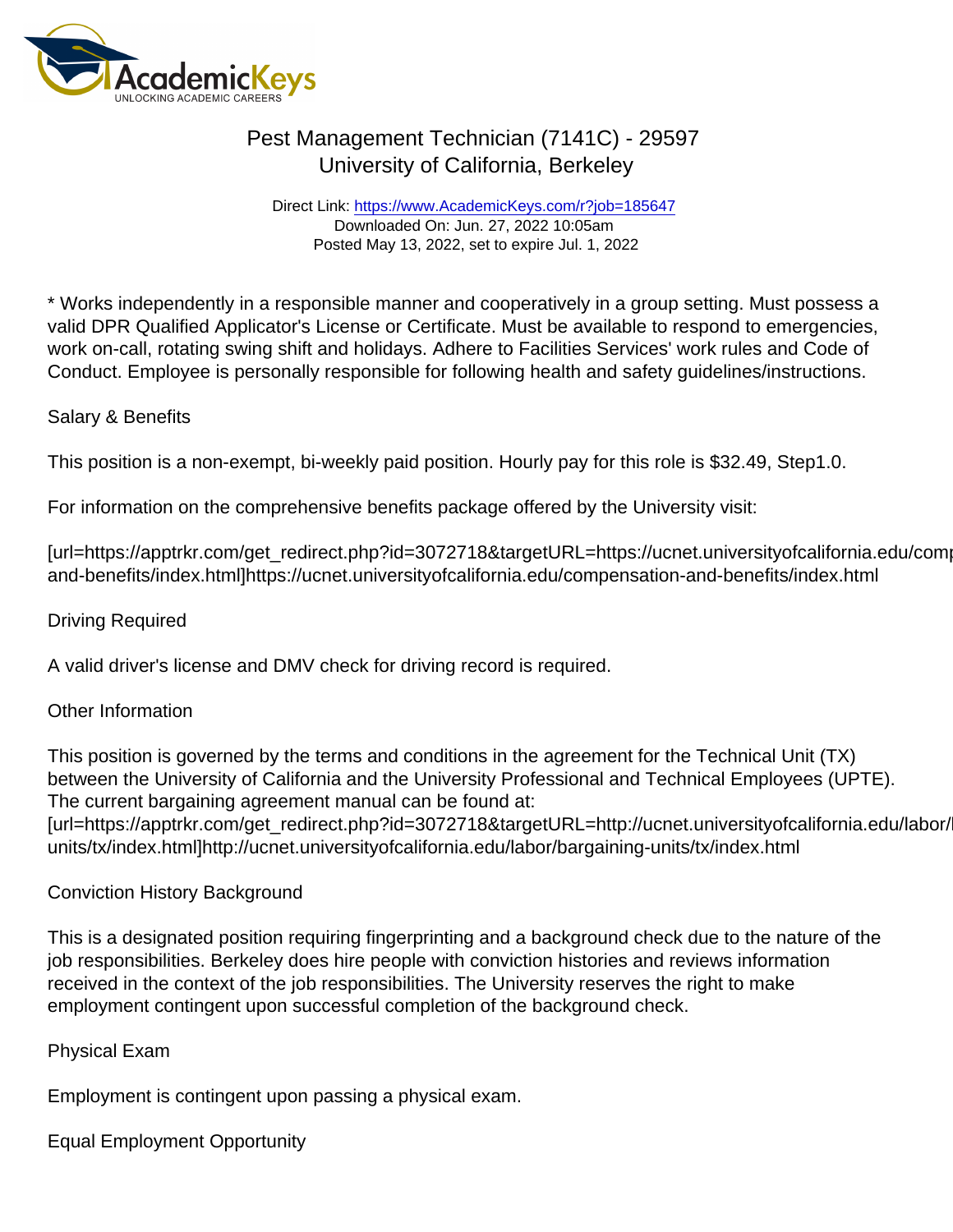# Pest Management Technician (7141C) - 29597
## University of California, Berkeley

Direct Link: https://www.AcademicKeys.com/r?job=185647
Downloaded On: Jun. 27, 2022 10:05am
Posted May 13, 2022, set to expire Jul. 1, 2022

* Works independently in a responsible manner and cooperatively in a group setting. Must possess a valid DPR Qualified Applicator's License or Certificate. Must be available to respond to emergencies, work on-call, rotating swing shift and holidays. Adhere to Facilities Services' work rules and Code of Conduct. Employee is personally responsible for following health and safety guidelines/instructions.

Salary & Benefits

This position is a non-exempt, bi-weekly paid position. Hourly pay for this role is $32.49, Step1.0.

For information on the comprehensive benefits package offered by the University visit:

[url=https://apptrkr.com/get_redirect.php?id=3072718&targetURL=https://ucnet.universityofcalifornia.edu/compensation-and-benefits/index.html]https://ucnet.universityofcalifornia.edu/compensation-and-benefits/index.html

Driving Required

A valid driver's license and DMV check for driving record is required.

Other Information

This position is governed by the terms and conditions in the agreement for the Technical Unit (TX) between the University of California and the University Professional and Technical Employees (UPTE). The current bargaining agreement manual can be found at: [url=https://apptrkr.com/get_redirect.php?id=3072718&targetURL=http://ucnet.universityofcalifornia.edu/labor/bargaining-units/tx/index.html]http://ucnet.universityofcalifornia.edu/labor/bargaining-units/tx/index.html

Conviction History Background

This is a designated position requiring fingerprinting and a background check due to the nature of the job responsibilities. Berkeley does hire people with conviction histories and reviews information received in the context of the job responsibilities. The University reserves the right to make employment contingent upon successful completion of the background check.

Physical Exam

Employment is contingent upon passing a physical exam.

Equal Employment Opportunity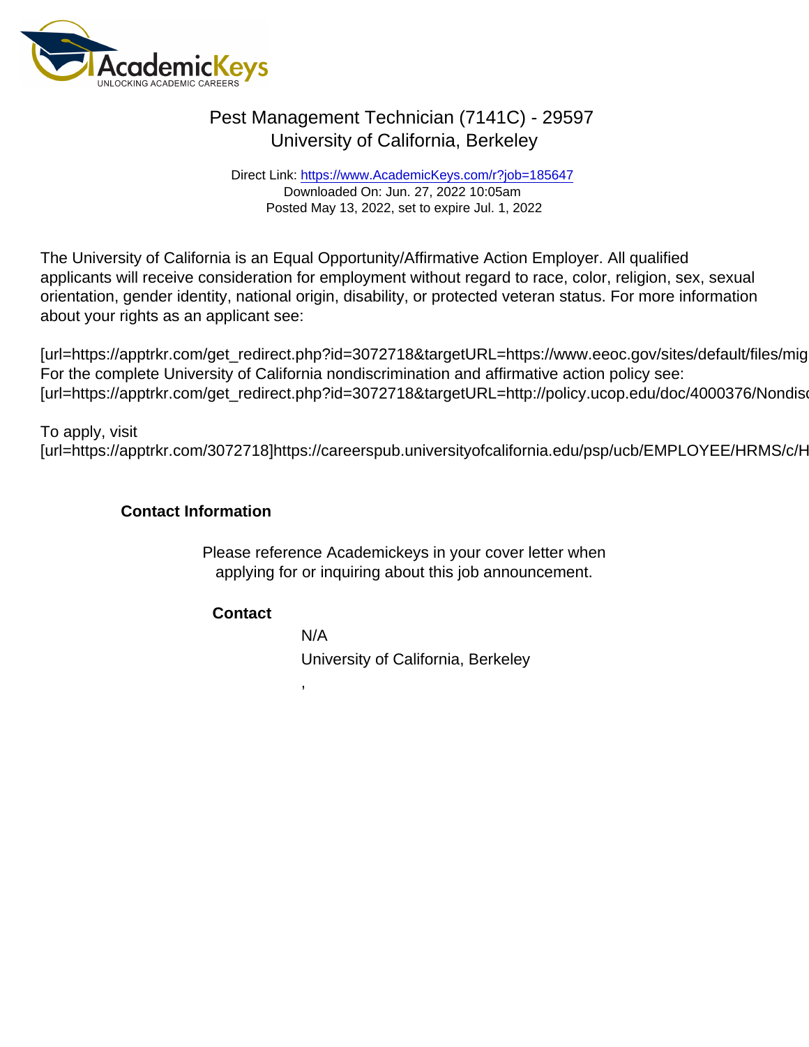# Pest Management Technician (7141C) - 29597
## University of California, Berkeley

Direct Link: https://www.AcademicKeys.com/r?job=185647
Downloaded On: Jun. 27, 2022 10:05am
Posted May 13, 2022, set to expire Jul. 1, 2022

The University of California is an Equal Opportunity/Affirmative Action Employer. All qualified applicants will receive consideration for employment without regard to race, color, religion, sex, sexual orientation, gender identity, national origin, disability, or protected veteran status. For more information about your rights as an applicant see:

[url=https://apptrkr.com/get_redirect.php?id=3072718&targetURL=https://www.eeoc.gov/sites/default/files/mig
For the complete University of California nondiscrimination and affirmative action policy see:
[url=https://apptrkr.com/get_redirect.php?id=3072718&targetURL=http://policy.ucop.edu/doc/4000376/Nondisc

To apply, visit
[url=https://apptrkr.com/3072718]https://careerspub.universityofcalifornia.edu/psp/ucb/EMPLOYEE/HRMS/c/H

### Contact Information

Please reference Academickeys in your cover letter when applying for or inquiring about this job announcement.

**Contact**

N/A
University of California, Berkeley
,